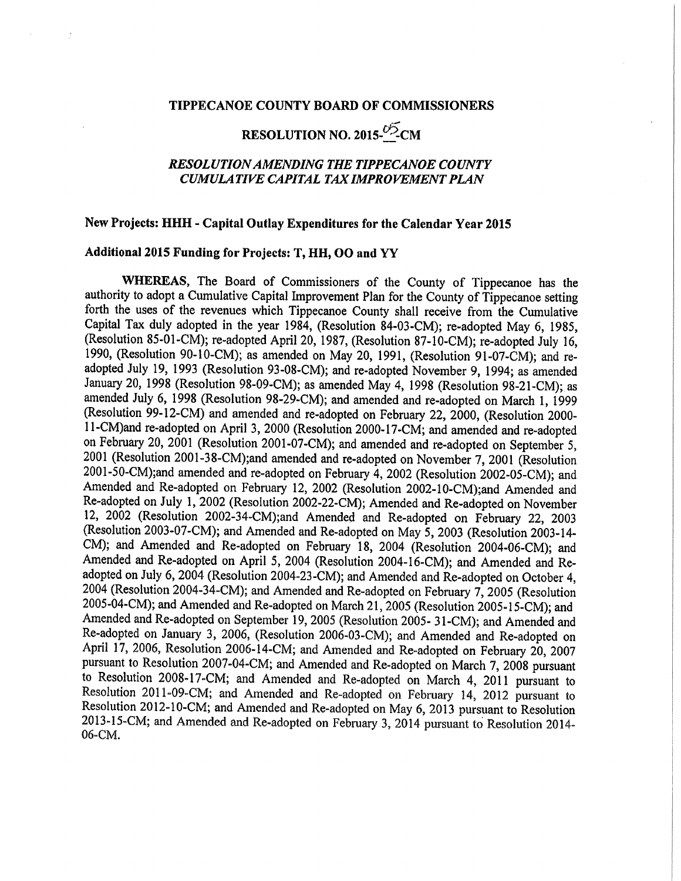# TIPPECANOE COUNTY BOARD OF COMMISSIONERS

## RESOLUTION NO. 2015-05-CM

### *RESOLUTION AMENDING THE TIPPECANOE COUNTY CUMULATIVE CAPITAL TAX IMPROVEMENT PLAN*

**New Projects: HHH - Capital Outlay Expenditures for the Calendar Year 2015**

**Additional 2015 Funding for Projects: T, HH, OO and YY**

**WHEREAS,** The Board of Commissioners of the County of Tippecanoe has the authority to adopt a Cumulative Capital Improvement Plan for the County of Tippecanoe setting forth the uses of the revenues which Tippecanoe County shall receive from the Cumulative Capital Tax duly adopted in the year 1984, (Resolution 84-03-CM); re-adopted May 6, 1985, (Resolution 85-01-CM); re-adopted April 20, 1987, (Resolution 87-10-CM); re-adopted July 16, 1990, (Resolution 90-10-CM); as amended on May 20, 1991, (Resolution 91-07-CM); and re-adopted July 19, 1993 (Resolution 93-08-CM); and re-adopted November 9, 1994; as amended January 20, 1998 (Resolution 98-09-CM); as amended May 4, 1998 (Resolution 98-21-CM); as amended July 6, 1998 (Resolution 98-29-CM); and amended and re-adopted on March 1, 1999 (Resolution 99-12-CM) and amended and re-adopted on February 22, 2000, (Resolution 2000-11-CM)and re-adopted on April 3, 2000 (Resolution 2000-17-CM; and amended and re-adopted on February 20, 2001 (Resolution 2001-07-CM); and amended and re-adopted on September 5, 2001 (Resolution 2001-38-CM);and amended and re-adopted on November 7, 2001 (Resolution 2001-50-CM);and amended and re-adopted on February 4, 2002 (Resolution 2002-05-CM); and Amended and Re-adopted on February 12, 2002 (Resolution 2002-10-CM);and Amended and Re-adopted on July 1, 2002 (Resolution 2002-22-CM); Amended and Re-adopted on November 12, 2002 (Resolution 2002-34-CM);and Amended and Re-adopted on February 22, 2003 (Resolution 2003-07-CM); and Amended and Re-adopted on May 5, 2003 (Resolution 2003-14-CM); and Amended and Re-adopted on February 18, 2004 (Resolution 2004-06-CM); and Amended and Re-adopted on April 5, 2004 (Resolution 2004-16-CM); and Amended and Re-adopted on July 6, 2004 (Resolution 2004-23-CM); and Amended and Re-adopted on October 4, 2004 (Resolution 2004-34-CM); and Amended and Re-adopted on February 7, 2005 (Resolution 2005-04-CM); and Amended and Re-adopted on March 21, 2005 (Resolution 2005-15-CM); and Amended and Re-adopted on September 19, 2005 (Resolution 2005- 31-CM); and Amended and Re-adopted on January 3, 2006, (Resolution 2006-03-CM); and Amended and Re-adopted on April 17, 2006, Resolution 2006-14-CM; and Amended and Re-adopted on February 20, 2007 pursuant to Resolution 2007-04-CM; and Amended and Re-adopted on March 7, 2008 pursuant to Resolution 2008-17-CM; and Amended and Re-adopted on March 4, 2011 pursuant to Resolution 2011-09-CM; and Amended and Re-adopted on February 14, 2012 pursuant to Resolution 2012-10-CM; and Amended and Re-adopted on May 6, 2013 pursuant to Resolution 2013-15-CM; and Amended and Re-adopted on February 3, 2014 pursuant to Resolution 2014-06-CM.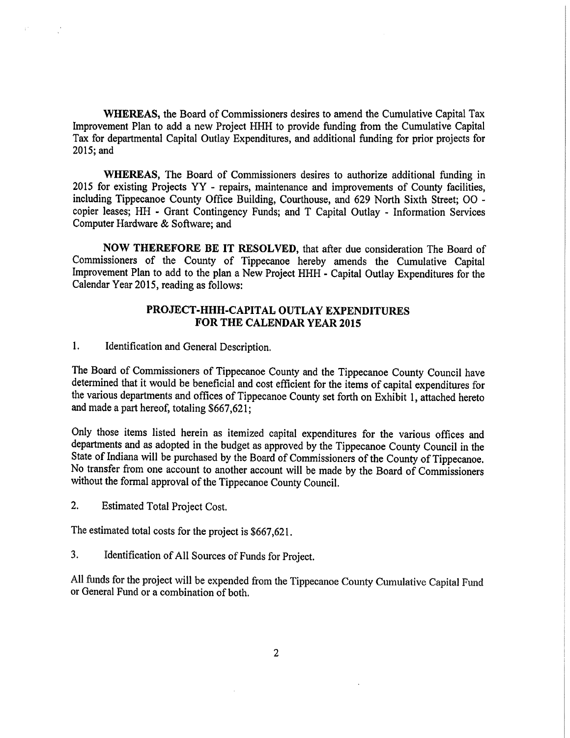**WHEREAS,** the Board of Commissioners desires to amend the Cumulative Capital Tax Improvement Plan to add a new Project HHH to provide funding from the Cumulative Capital Tax for departmental Capital Outlay Expenditures, and additional funding for prior projects for 2015; and

**WHEREAS,** The Board of Commissioners desires to authorize additional funding in 2015 for existing Projects YY - repairs, maintenance and improvements of County facilities, including Tippecanoe County Office Building, Courthouse, and 629 North Sixth Street; OO - copier leases; HH - Grant Contingency Funds; and T Capital Outlay - Information Services Computer Hardware & Software; and

**NOW THEREFORE BE IT RESOLVED,** that after due consideration The Board of Commissioners of the County of Tippecanoe hereby amends the Cumulative Capital Improvement Plan to add to the plan a New Project HHH - Capital Outlay Expenditures for the Calendar Year 2015, reading as follows:

## PROJECT-HHH-CAPITAL OUTLAY EXPENDITURES FOR THE CALENDAR YEAR 2015

1. Identification and General Description.

The Board of Commissioners of Tippecanoe County and the Tippecanoe County Council have determined that it would be beneficial and cost efficient for the items of capital expenditures for the various departments and offices of Tippecanoe County set forth on Exhibit 1, attached hereto and made a part hereof, totaling $667,621;

Only those items listed herein as itemized capital expenditures for the various offices and departments and as adopted in the budget as approved by the Tippecanoe County Council in the State of Indiana will be purchased by the Board of Commissioners of the County of Tippecanoe. No transfer from one account to another account will be made by the Board of Commissioners without the formal approval of the Tippecanoe County Council.

2. Estimated Total Project Cost.

The estimated total costs for the project is $667,621.

3. Identification of All Sources of Funds for Project.

All funds for the project will be expended from the Tippecanoe County Cumulative Capital Fund or General Fund or a combination of both.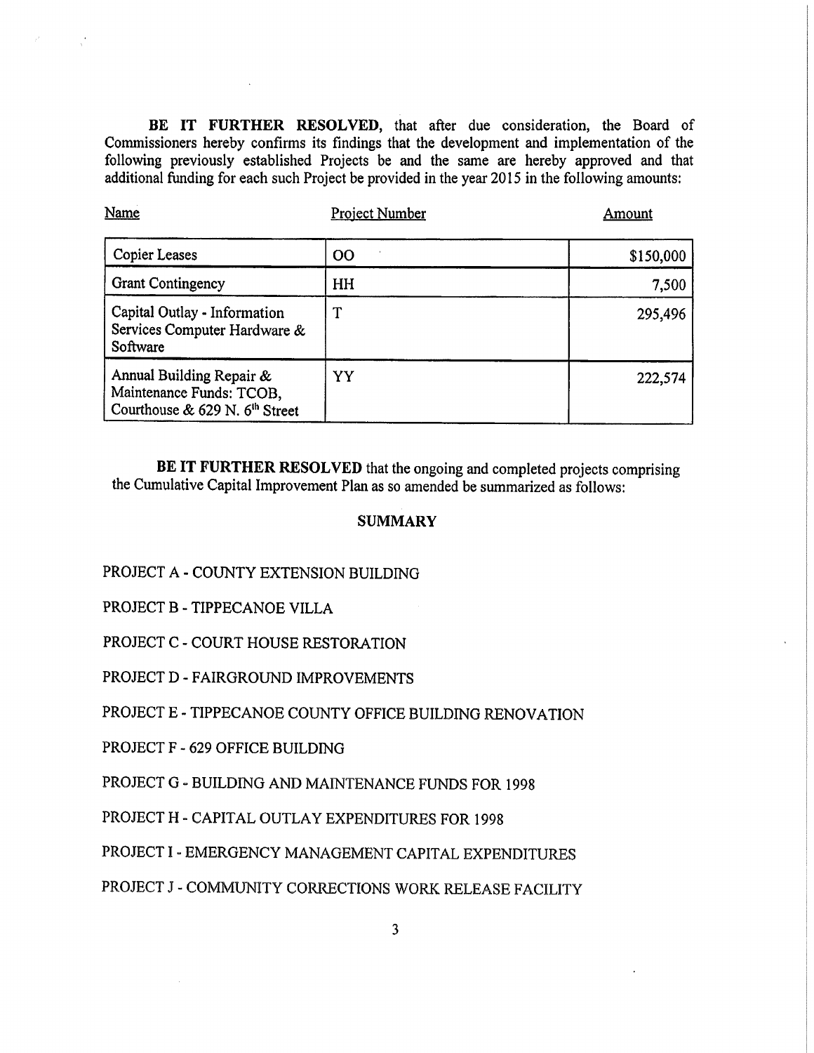**BE IT FURTHER RESOLVED,** that after due consideration, the Board of Commissioners hereby confirms its findings that the development and implementation of the following previously established Projects be and the same are hereby approved and that additional funding for each such Project be provided in the year 2015 in the following amounts:

| Name | Project Number | Amount |
|---|---|---|
| Copier Leases | OO | $150,000 |
| Grant Contingency | HH | 7,500 |
| Capital Outlay - Information Services Computer Hardware & Software | T | 295,496 |
| Annual Building Repair & Maintenance Funds: TCOB, Courthouse & 629 N. 6th Street | YY | 222,574 |

**BE IT FURTHER RESOLVED** that the ongoing and completed projects comprising the Cumulative Capital Improvement Plan as so amended be summarized as follows:

**SUMMARY**

PROJECT A - COUNTY EXTENSION BUILDING

PROJECT B - TIPPECANOE VILLA

PROJECT C - COURT HOUSE RESTORATION

PROJECT D - FAIRGROUND IMPROVEMENTS

PROJECT E - TIPPECANOE COUNTY OFFICE BUILDING RENOVATION

PROJECT F - 629 OFFICE BUILDING

PROJECT G - BUILDING AND MAINTENANCE FUNDS FOR 1998

PROJECT H - CAPITAL OUTLAY EXPENDITURES FOR 1998

PROJECT I - EMERGENCY MANAGEMENT CAPITAL EXPENDITURES

PROJECT J - COMMUNITY CORRECTIONS WORK RELEASE FACILITY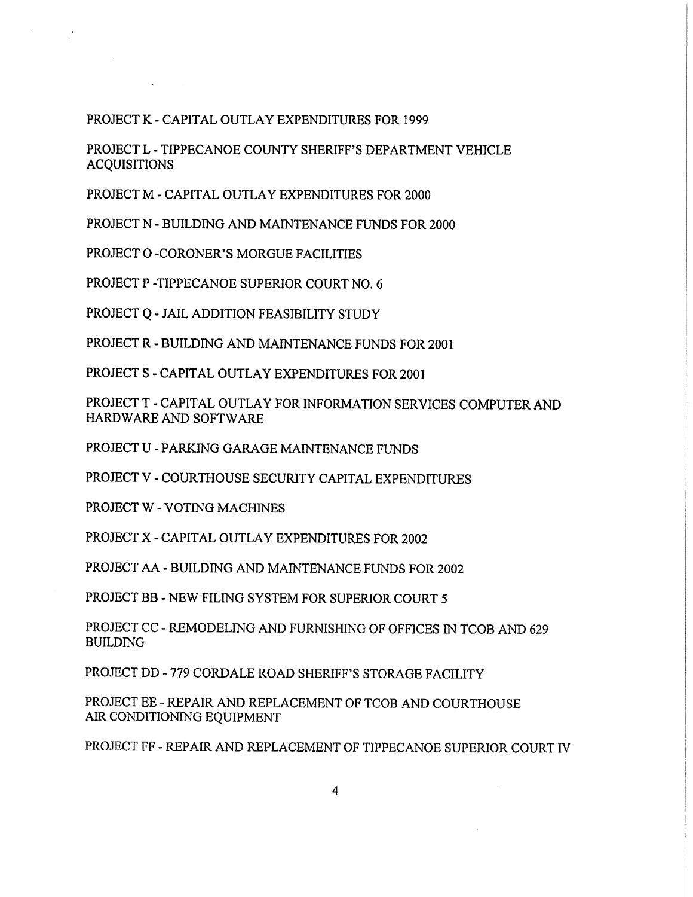PROJECT K - CAPITAL OUTLAY EXPENDITURES FOR 1999

PROJECT L - TIPPECANOE COUNTY SHERIFF'S DEPARTMENT VEHICLE ACQUISITIONS

PROJECT M - CAPITAL OUTLAY EXPENDITURES FOR 2000

PROJECT N - BUILDING AND MAINTENANCE FUNDS FOR 2000

PROJECT O -CORONER'S MORGUE FACILITIES

PROJECT P -TIPPECANOE SUPERIOR COURT NO. 6

PROJECT Q - JAIL ADDITION FEASIBILITY STUDY

PROJECT R - BUILDING AND MAINTENANCE FUNDS FOR 2001

PROJECT S - CAPITAL OUTLAY EXPENDITURES FOR 2001

PROJECT T - CAPITAL OUTLAY FOR INFORMATION SERVICES COMPUTER AND HARDWARE AND SOFTWARE

PROJECT U - PARKING GARAGE MAINTENANCE FUNDS

PROJECT V - COURTHOUSE SECURITY CAPITAL EXPENDITURES

PROJECT W - VOTING MACHINES

PROJECT X - CAPITAL OUTLAY EXPENDITURES FOR 2002

PROJECT AA - BUILDING AND MAINTENANCE FUNDS FOR 2002

PROJECT BB - NEW FILING SYSTEM FOR SUPERIOR COURT 5

PROJECT CC - REMODELING AND FURNISHING OF OFFICES IN TCOB AND 629 BUILDING

PROJECT DD - 779 CORDALE ROAD SHERIFF'S STORAGE FACILITY

PROJECT EE - REPAIR AND REPLACEMENT OF TCOB AND COURTHOUSE AIR CONDITIONING EQUIPMENT

PROJECT FF - REPAIR AND REPLACEMENT OF TIPPECANOE SUPERIOR COURT IV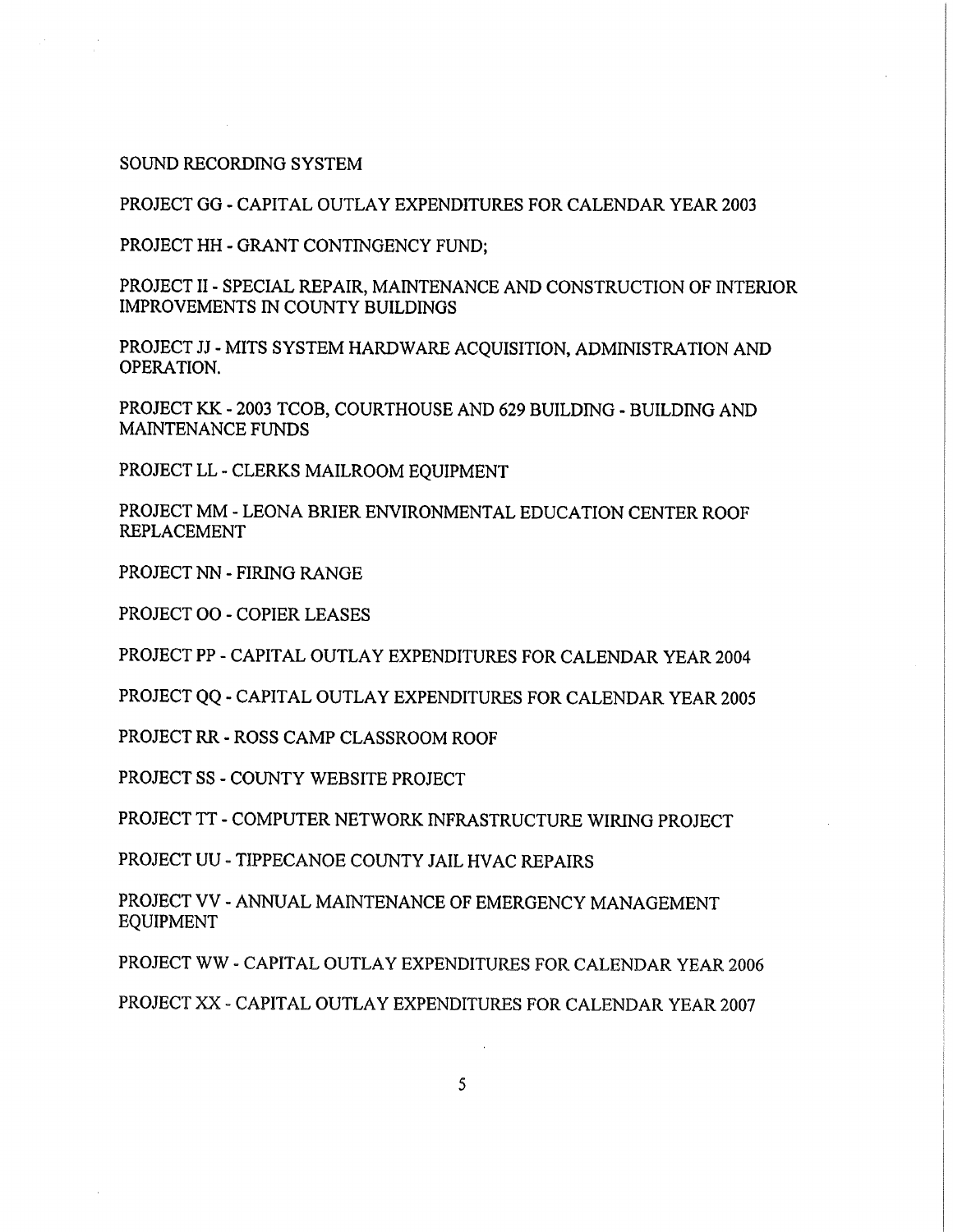SOUND RECORDING SYSTEM

PROJECT GG - CAPITAL OUTLAY EXPENDITURES FOR CALENDAR YEAR 2003

PROJECT HH - GRANT CONTINGENCY FUND;

PROJECT II - SPECIAL REPAIR, MAINTENANCE AND CONSTRUCTION OF INTERIOR IMPROVEMENTS IN COUNTY BUILDINGS

PROJECT JJ - MITS SYSTEM HARDWARE ACQUISITION, ADMINISTRATION AND OPERATION.

PROJECT KK - 2003 TCOB, COURTHOUSE AND 629 BUILDING - BUILDING AND MAINTENANCE FUNDS

PROJECT LL - CLERKS MAILROOM EQUIPMENT

PROJECT MM - LEONA BRIER ENVIRONMENTAL EDUCATION CENTER ROOF REPLACEMENT

PROJECT NN - FIRING RANGE

PROJECT OO - COPIER LEASES

PROJECT PP - CAPITAL OUTLAY EXPENDITURES FOR CALENDAR YEAR 2004

PROJECT QQ - CAPITAL OUTLAY EXPENDITURES FOR CALENDAR YEAR 2005

PROJECT RR - ROSS CAMP CLASSROOM ROOF

PROJECT SS - COUNTY WEBSITE PROJECT

PROJECT TT - COMPUTER NETWORK INFRASTRUCTURE WIRING PROJECT

PROJECT UU - TIPPECANOE COUNTY JAIL HVAC REPAIRS

PROJECT VV - ANNUAL MAINTENANCE OF EMERGENCY MANAGEMENT EQUIPMENT

PROJECT WW - CAPITAL OUTLAY EXPENDITURES FOR CALENDAR YEAR 2006

PROJECT XX - CAPITAL OUTLAY EXPENDITURES FOR CALENDAR YEAR 2007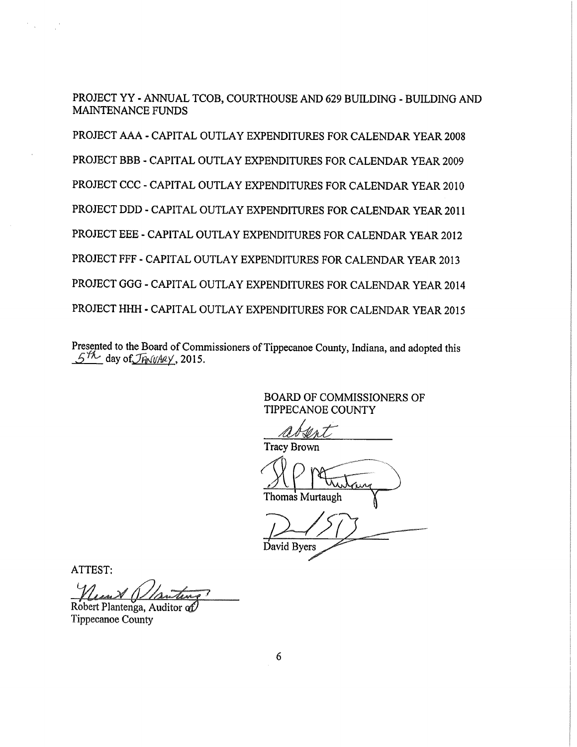PROJECT YY - ANNUAL TCOB, COURTHOUSE AND 629 BUILDING - BUILDING AND MAINTENANCE FUNDS

PROJECT AAA - CAPITAL OUTLAY EXPENDITURES FOR CALENDAR YEAR 2008

PROJECT BBB - CAPITAL OUTLAY EXPENDITURES FOR CALENDAR YEAR 2009

PROJECT CCC - CAPITAL OUTLAY EXPENDITURES FOR CALENDAR YEAR 2010

PROJECT DDD - CAPITAL OUTLAY EXPENDITURES FOR CALENDAR YEAR 2011

PROJECT EEE - CAPITAL OUTLAY EXPENDITURES FOR CALENDAR YEAR 2012

PROJECT FFF - CAPITAL OUTLAY EXPENDITURES FOR CALENDAR YEAR 2013

PROJECT GGG - CAPITAL OUTLAY EXPENDITURES FOR CALENDAR YEAR 2014

PROJECT HHH - CAPITAL OUTLAY EXPENDITURES FOR CALENDAR YEAR 2015

Presented to the Board of Commissioners of Tippecanoe County, Indiana, and adopted this 5th day of JANUARY, 2015.

BOARD OF COMMISSIONERS OF TIPPECANOE COUNTY

absent
Tracy Brown

Thomas Murtaugh

David Byers

ATTEST:

Robert Plantenga, Auditor of Tippecanoe County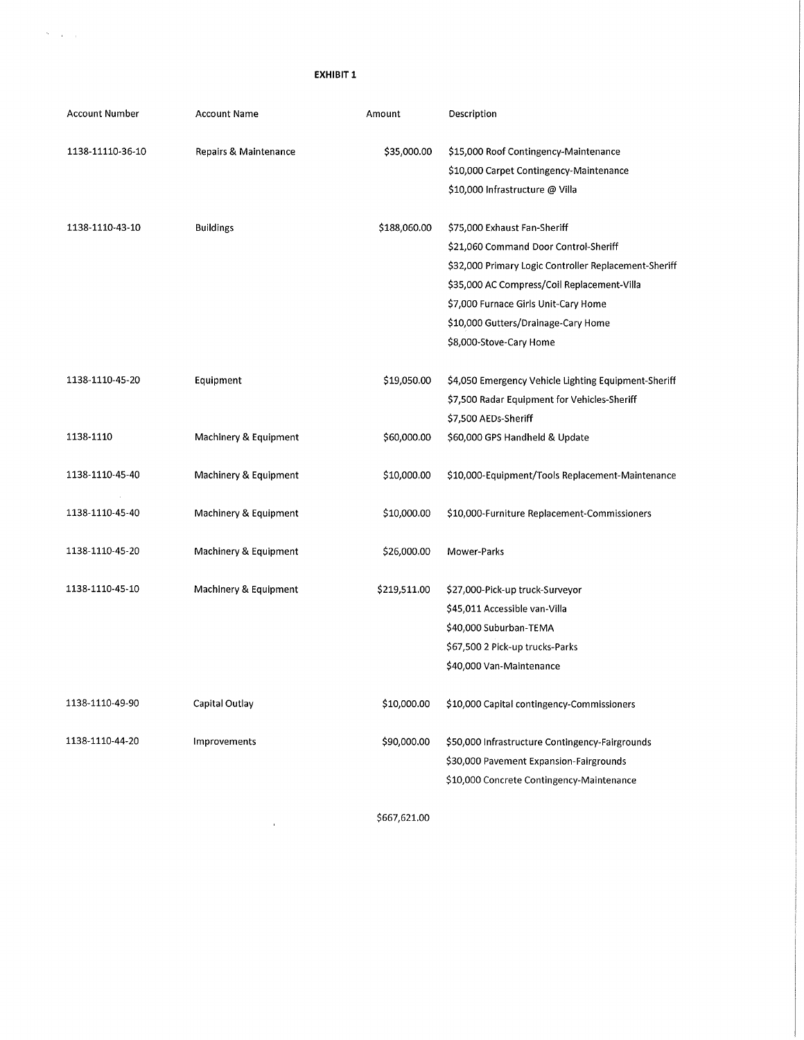**EXHIBIT 1**

| Account Number | Account Name | Amount | Description |
|---|---|---|---|
| 1138-11110-36-10 | Repairs & Maintenance | $35,000.00 | $15,000 Roof Contingency-Maintenance |
| | | | $10,000 Carpet Contingency-Maintenance |
| | | | $10,000 Infrastructure @ Villa |
| 1138-1110-43-10 | Buildings | $188,060.00 | $75,000 Exhaust Fan-Sheriff |
| | | | $21,060 Command Door Control-Sheriff |
| | | | $32,000 Primary Logic Controller Replacement-Sheriff |
| | | | $35,000 AC Compress/Coil Replacement-Villa |
| | | | $7,000 Furnace Girls Unit-Cary Home |
| | | | $10,000 Gutters/Drainage-Cary Home |
| | | | $8,000-Stove-Cary Home |
| 1138-1110-45-20 | Equipment | $19,050.00 | $4,050 Emergency Vehicle Lighting Equipment-Sheriff |
| | | | $7,500 Radar Equipment for Vehicles-Sheriff |
| | | | $7,500 AEDs-Sheriff |
| 1138-1110 | Machinery & Equipment | $60,000.00 | $60,000 GPS Handheld & Update |
| 1138-1110-45-40 | Machinery & Equipment | $10,000.00 | $10,000-Equipment/Tools Replacement-Maintenance |
| 1138-1110-45-40 | Machinery & Equipment | $10,000.00 | $10,000-Furniture Replacement-Commissioners |
| 1138-1110-45-20 | Machinery & Equipment | $26,000.00 | Mower-Parks |
| 1138-1110-45-10 | Machinery & Equipment | $219,511.00 | $27,000-Pick-up truck-Surveyor |
| | | | $45,011 Accessible van-Villa |
| | | | $40,000 Suburban-TEMA |
| | | | $67,500 2 Pick-up trucks-Parks |
| | | | $40,000 Van-Maintenance |
| 1138-1110-49-90 | Capital Outlay | $10,000.00 | $10,000 Capital contingency-Commissioners |
| 1138-1110-44-20 | Improvements | $90,000.00 | $50,000 Infrastructure Contingency-Fairgrounds |
| | | | $30,000 Pavement Expansion-Fairgrounds |
| | | | $10,000 Concrete Contingency-Maintenance |
| | | $667,621.00 | |